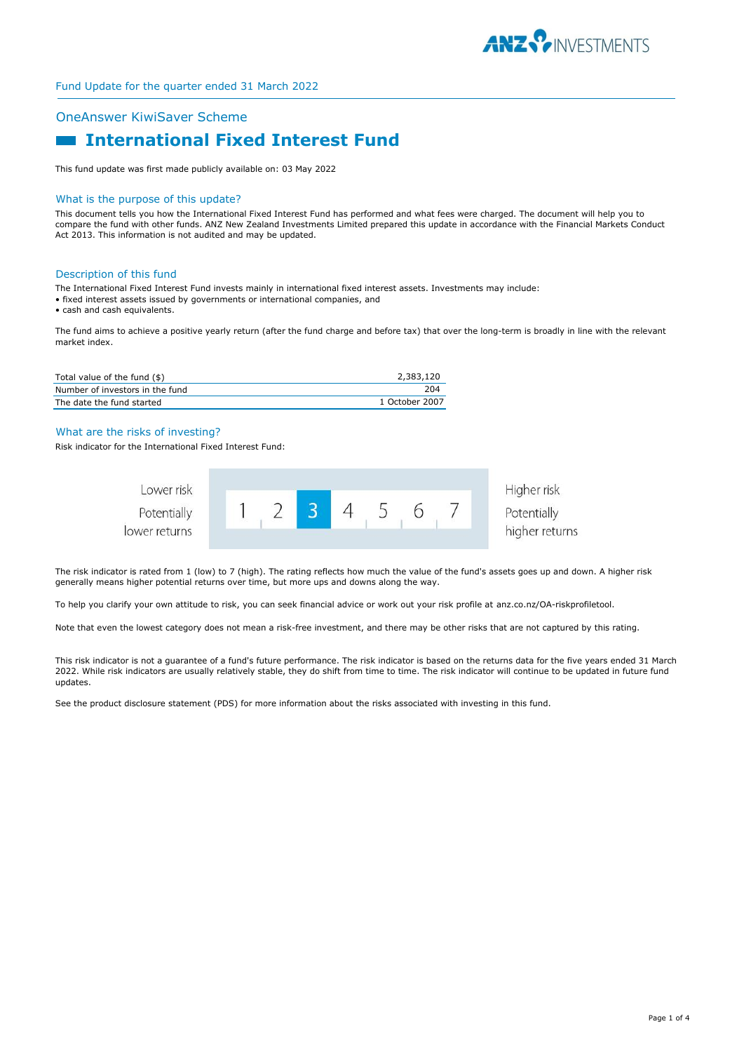Fund Update for the quarter ended 31 March 2022

## OneAnswer KiwiSaver Scheme

# International Fixed Interest Fund

This fund update was first made publicly available on: 03 May 2022

## What is the purpose of this update?

This document tells you how the International Fixed Interest Fund has performed and what fees were charged. The document will help you to compare the fund with other funds. ANZ New Zealand Investments Limited prepared this update in accordance with the Financial Markets Conduct Act 2013. This information is not audited and may be updated.

## Description of this fund

The International Fixed Interest Fund invests mainly in international fixed interest assets. Investments may include:

- fixed interest assets issued by governments or international companies, and
- cash and cash equivalents.

The fund aims to achieve a positive yearly return (after the fund charge and before tax) that over the long-term is broadly in line with the relevant market index.

| | |
|---|---|
| Total value of the fund ($) | 2,383,120 |
| Number of investors in the fund | 204 |
| The date the fund started | 1 October 2007 |

## What are the risks of investing?

Risk indicator for the International Fixed Interest Fund:

| Lower risk<br>Potentially lower returns | 1 | 2 | **3** | 4 | 5 | 6 | 7 | Higher risk<br>Potentially higher returns |
|---|---|---|---|---|---|---|---|---|

The risk indicator is rated from 1 (low) to 7 (high). The rating reflects how much the value of the fund's assets goes up and down. A higher risk generally means higher potential returns over time, but more ups and downs along the way.

To help you clarify your own attitude to risk, you can seek financial advice or work out your risk profile at anz.co.nz/OA-riskprofiletool.

Note that even the lowest category does not mean a risk-free investment, and there may be other risks that are not captured by this rating.

This risk indicator is not a guarantee of a fund's future performance. The risk indicator is based on the returns data for the five years ended 31 March 2022. While risk indicators are usually relatively stable, they do shift from time to time. The risk indicator will continue to be updated in future fund updates.

See the product disclosure statement (PDS) for more information about the risks associated with investing in this fund.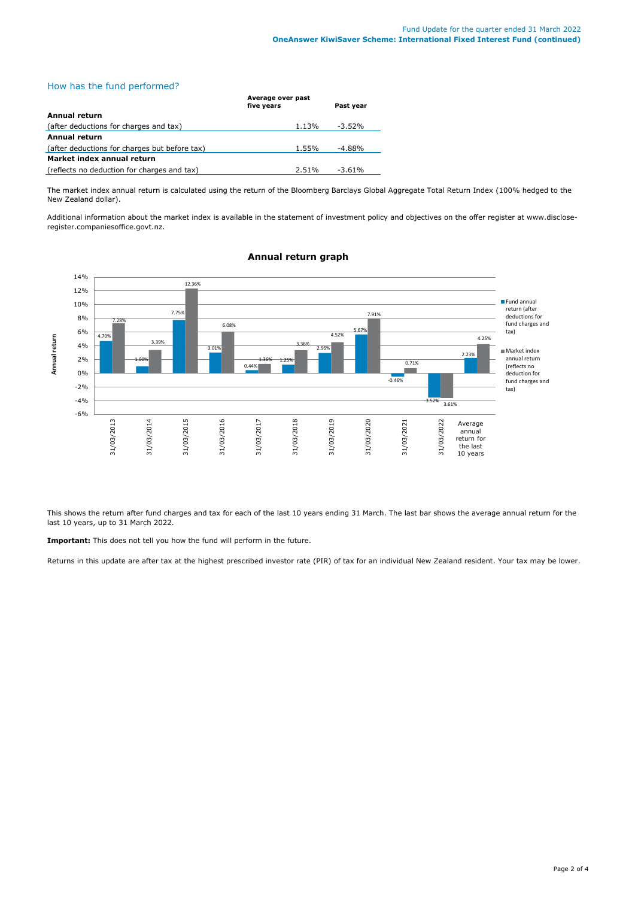## How has the fund performed?

| | Average over past five years | Past year |
|---|---|---|
| **Annual return** | | |
| (after deductions for charges and tax) | 1.13% | -3.52% |
| **Annual return** | | |
| (after deductions for charges but before tax) | 1.55% | -4.88% |
| **Market index annual return** | | |
| (reflects no deduction for charges and tax) | 2.51% | -3.61% |

The market index annual return is calculated using the return of the Bloomberg Barclays Global Aggregate Total Return Index (100% hedged to the New Zealand dollar).

Additional information about the market index is available in the statement of investment policy and objectives on the offer register at www.disclose-register.companiesoffice.govt.nz.

### Annual return graph

| | Fund annual return (after deductions for fund charges and tax) | Market index annual return (reflects no deduction for fund charges and tax) |
|---|---|---|
| 31/03/2013 | 4.70% | 7.28% |
| 31/03/2014 | 1.00% | 3.39% |
| 31/03/2015 | 7.75% | 12.36% |
| 31/03/2016 | 3.01% | 6.08% |
| 31/03/2017 | 0.44% | 1.36% |
| 31/03/2018 | 1.25% | 3.36% |
| 31/03/2019 | 2.95% | 4.52% |
| 31/03/2020 | 5.67% | 7.91% |
| 31/03/2021 | -0.46% | 0.71% |
| 31/03/2022 | -3.52% | 3.61% |
| Average annual return for the last 10 years | 2.23% | 4.25% |

This shows the return after fund charges and tax for each of the last 10 years ending 31 March. The last bar shows the average annual return for the last 10 years, up to 31 March 2022.

**Important:** This does not tell you how the fund will perform in the future.

Returns in this update are after tax at the highest prescribed investor rate (PIR) of tax for an individual New Zealand resident. Your tax may be lower.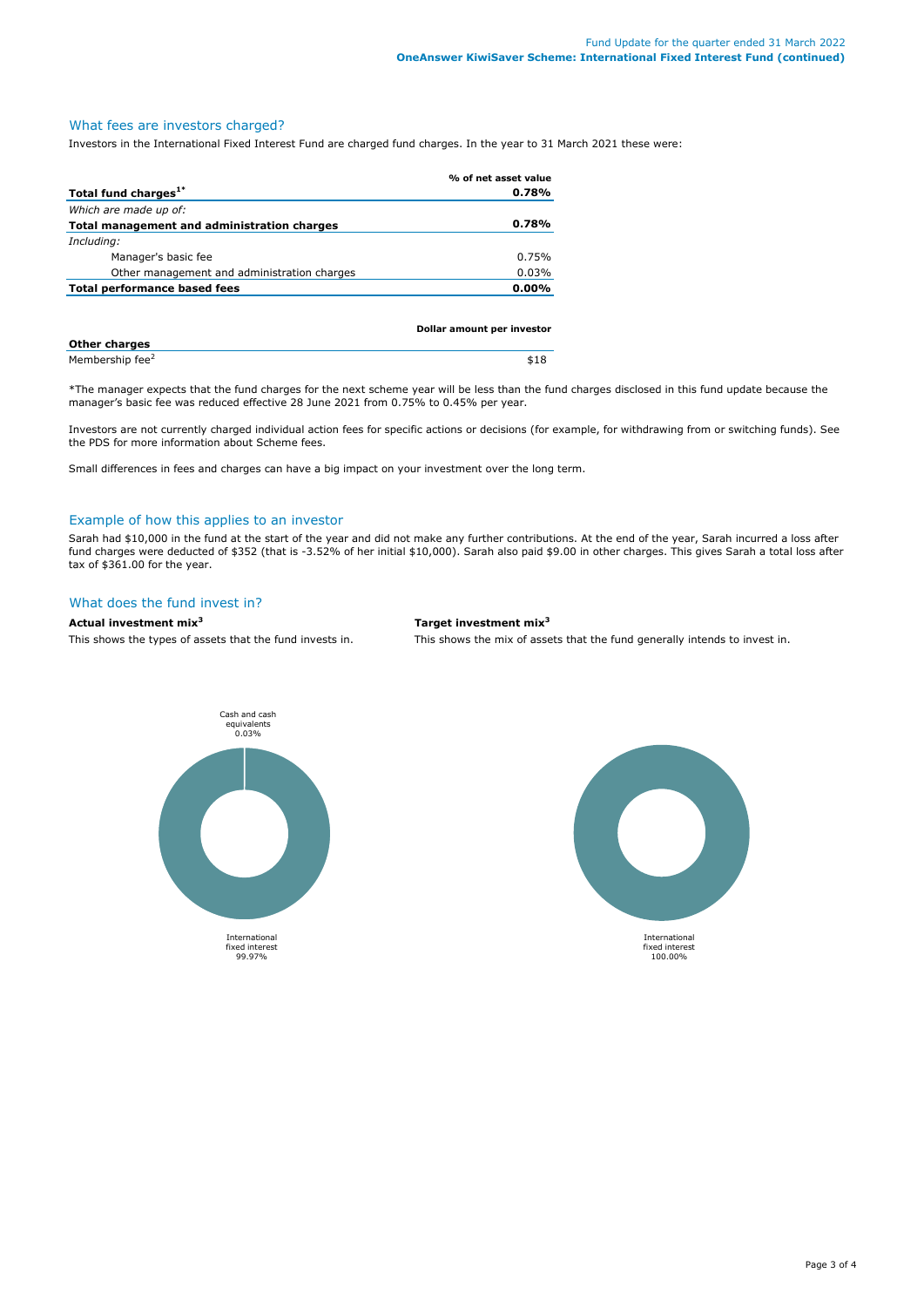## What fees are investors charged?

Investors in the International Fixed Interest Fund are charged fund charges. In the year to 31 March 2021 these were:

| | % of net asset value |
|---|---|
| **Total fund charges[1*]** | **0.78%** |
| *Which are made up of:* | |
| **Total management and administration charges** | **0.78%** |
| *Including:* | |
| Manager's basic fee | 0.75% |
| Other management and administration charges | 0.03% |
| **Total performance based fees** | **0.00%** |

| | Dollar amount per investor |
|---|---|
| **Other charges** | |
| Membership fee[2] | $18 |

*The manager expects that the fund charges for the next scheme year will be less than the fund charges disclosed in this fund update because the manager's basic fee was reduced effective 28 June 2021 from 0.75% to 0.45% per year.

Investors are not currently charged individual action fees for specific actions or decisions (for example, for withdrawing from or switching funds). See the PDS for more information about Scheme fees.

Small differences in fees and charges can have a big impact on your investment over the long term.

## Example of how this applies to an investor

Sarah had $10,000 in the fund at the start of the year and did not make any further contributions. At the end of the year, Sarah incurred a loss after fund charges were deducted of $352 (that is -3.52% of her initial $10,000). Sarah also paid $9.00 in other charges. This gives Sarah a total loss after tax of $361.00 for the year.

## What does the fund invest in?

**Actual investment mix[3]**

This shows the types of assets that the fund invests in.

| Asset type | % |
|---|---|
| Cash and cash equivalents | 0.03% |
| International fixed interest | 99.97% |

**Target investment mix[3]**

This shows the mix of assets that the fund generally intends to invest in.

| Asset type | % |
|---|---|
| International fixed interest | 100.00% |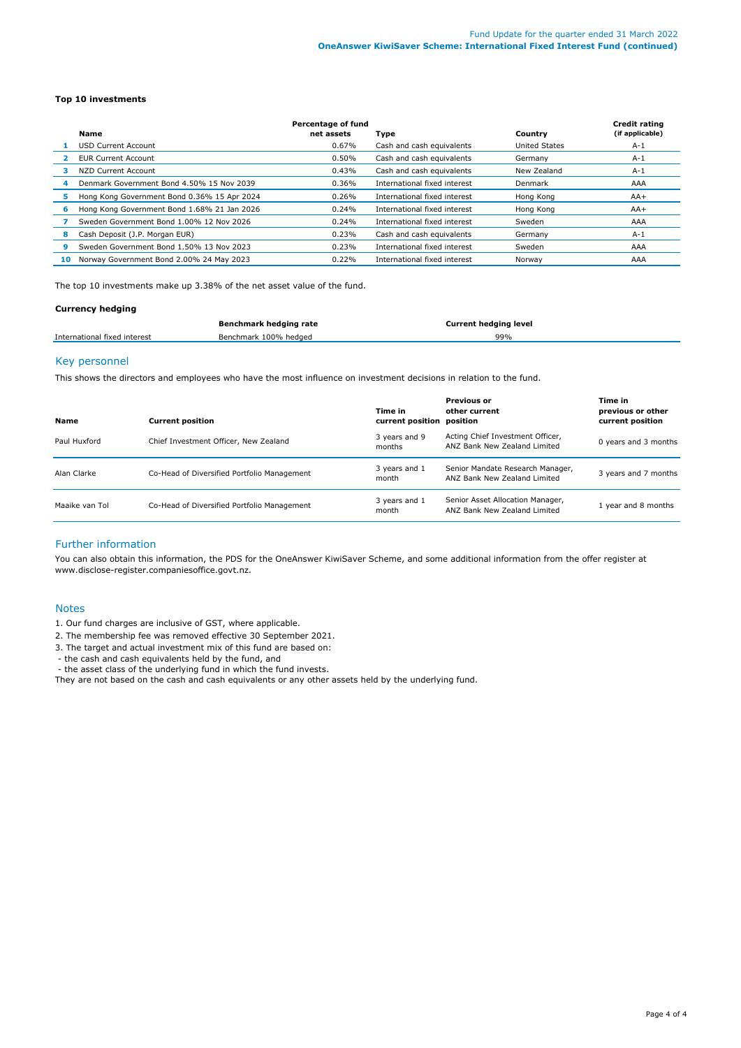### Top 10 investments

| | Name | Percentage of fund net assets | Type | Country | Credit rating (if applicable) |
|---|---|---|---|---|---|
| 1 | USD Current Account | 0.67% | Cash and cash equivalents | United States | A-1 |
| 2 | EUR Current Account | 0.50% | Cash and cash equivalents | Germany | A-1 |
| 3 | NZD Current Account | 0.43% | Cash and cash equivalents | New Zealand | A-1 |
| 4 | Denmark Government Bond 4.50% 15 Nov 2039 | 0.36% | International fixed interest | Denmark | AAA |
| 5 | Hong Kong Government Bond 0.36% 15 Apr 2024 | 0.26% | International fixed interest | Hong Kong | AA+ |
| 6 | Hong Kong Government Bond 1.68% 21 Jan 2026 | 0.24% | International fixed interest | Hong Kong | AA+ |
| 7 | Sweden Government Bond 1.00% 12 Nov 2026 | 0.24% | International fixed interest | Sweden | AAA |
| 8 | Cash Deposit (J.P. Morgan EUR) | 0.23% | Cash and cash equivalents | Germany | A-1 |
| 9 | Sweden Government Bond 1.50% 13 Nov 2023 | 0.23% | International fixed interest | Sweden | AAA |
| 10 | Norway Government Bond 2.00% 24 May 2023 | 0.22% | International fixed interest | Norway | AAA |

The top 10 investments make up 3.38% of the net asset value of the fund.

### Currency hedging

| | Benchmark hedging rate | Current hedging level |
|---|---|---|
| International fixed interest | Benchmark 100% hedged | 99% |

## Key personnel

This shows the directors and employees who have the most influence on investment decisions in relation to the fund.

| Name | Current position | Time in current position | Previous or other current position | Time in previous or other current position |
|---|---|---|---|---|
| Paul Huxford | Chief Investment Officer, New Zealand | 3 years and 9 months | Acting Chief Investment Officer, ANZ Bank New Zealand Limited | 0 years and 3 months |
| Alan Clarke | Co-Head of Diversified Portfolio Management | 3 years and 1 month | Senior Mandate Research Manager, ANZ Bank New Zealand Limited | 3 years and 7 months |
| Maaike van Tol | Co-Head of Diversified Portfolio Management | 3 years and 1 month | Senior Asset Allocation Manager, ANZ Bank New Zealand Limited | 1 year and 8 months |

## Further information

You can also obtain this information, the PDS for the OneAnswer KiwiSaver Scheme, and some additional information from the offer register at www.disclose-register.companiesoffice.govt.nz.

## Notes

1. Our fund charges are inclusive of GST, where applicable.
2. The membership fee was removed effective 30 September 2021.
3. The target and actual investment mix of this fund are based on:
 - the cash and cash equivalents held by the fund, and
 - the asset class of the underlying fund in which the fund invests.

They are not based on the cash and cash equivalents or any other assets held by the underlying fund.